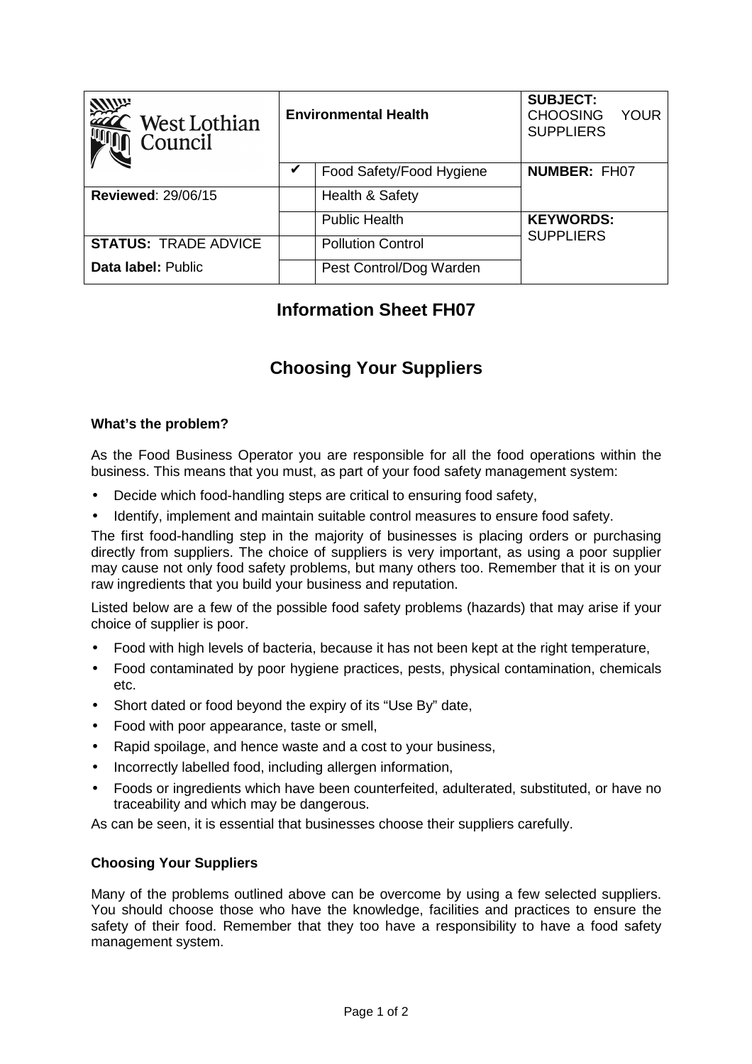| West Lothian Council | Environmental Health | | SUBJECT: CHOOSING YOUR SUPPLIERS |
|---|---|---|---|
| | ✔ | Food Safety/Food Hygiene | **NUMBER:** FH07 |
| **Reviewed**: 29/06/15 | | Health & Safety | |
| | | Public Health | **KEYWORDS:** SUPPLIERS |
| **STATUS:** TRADE ADVICE | | Pollution Control | |
| **Data label:** Public | | Pest Control/Dog Warden | |

# Information Sheet FH07

# Choosing Your Suppliers

### What's the problem?

As the Food Business Operator you are responsible for all the food operations within the business. This means that you must, as part of your food safety management system:

- Decide which food-handling steps are critical to ensuring food safety,
- Identify, implement and maintain suitable control measures to ensure food safety.

The first food-handling step in the majority of businesses is placing orders or purchasing directly from suppliers. The choice of suppliers is very important, as using a poor supplier may cause not only food safety problems, but many others too. Remember that it is on your raw ingredients that you build your business and reputation.

Listed below are a few of the possible food safety problems (hazards) that may arise if your choice of supplier is poor.

- Food with high levels of bacteria, because it has not been kept at the right temperature,
- Food contaminated by poor hygiene practices, pests, physical contamination, chemicals etc.
- Short dated or food beyond the expiry of its "Use By" date,
- Food with poor appearance, taste or smell,
- Rapid spoilage, and hence waste and a cost to your business,
- Incorrectly labelled food, including allergen information,
- Foods or ingredients which have been counterfeited, adulterated, substituted, or have no traceability and which may be dangerous.

As can be seen, it is essential that businesses choose their suppliers carefully.

### Choosing Your Suppliers

Many of the problems outlined above can be overcome by using a few selected suppliers. You should choose those who have the knowledge, facilities and practices to ensure the safety of their food. Remember that they too have a responsibility to have a food safety management system.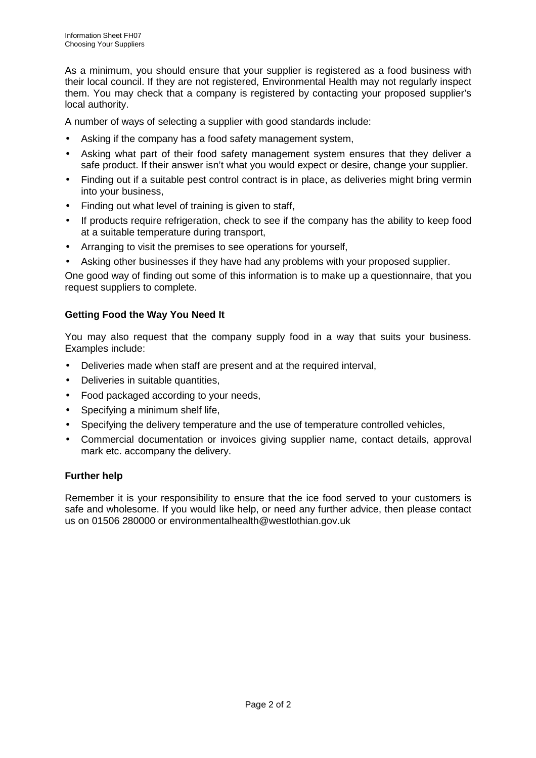As a minimum, you should ensure that your supplier is registered as a food business with their local council. If they are not registered, Environmental Health may not regularly inspect them. You may check that a company is registered by contacting your proposed supplier's local authority.

A number of ways of selecting a supplier with good standards include:

- Asking if the company has a food safety management system,
- Asking what part of their food safety management system ensures that they deliver a safe product. If their answer isn't what you would expect or desire, change your supplier.
- Finding out if a suitable pest control contract is in place, as deliveries might bring vermin into your business,
- Finding out what level of training is given to staff,
- If products require refrigeration, check to see if the company has the ability to keep food at a suitable temperature during transport,
- Arranging to visit the premises to see operations for yourself,
- Asking other businesses if they have had any problems with your proposed supplier.

One good way of finding out some of this information is to make up a questionnaire, that you request suppliers to complete.

**Getting Food the Way You Need It**

You may also request that the company supply food in a way that suits your business. Examples include:

- Deliveries made when staff are present and at the required interval,
- Deliveries in suitable quantities,
- Food packaged according to your needs,
- Specifying a minimum shelf life,
- Specifying the delivery temperature and the use of temperature controlled vehicles,
- Commercial documentation or invoices giving supplier name, contact details, approval mark etc. accompany the delivery.

**Further help**

Remember it is your responsibility to ensure that the ice food served to your customers is safe and wholesome. If you would like help, or need any further advice, then please contact us on 01506 280000 or environmentalhealth@westlothian.gov.uk